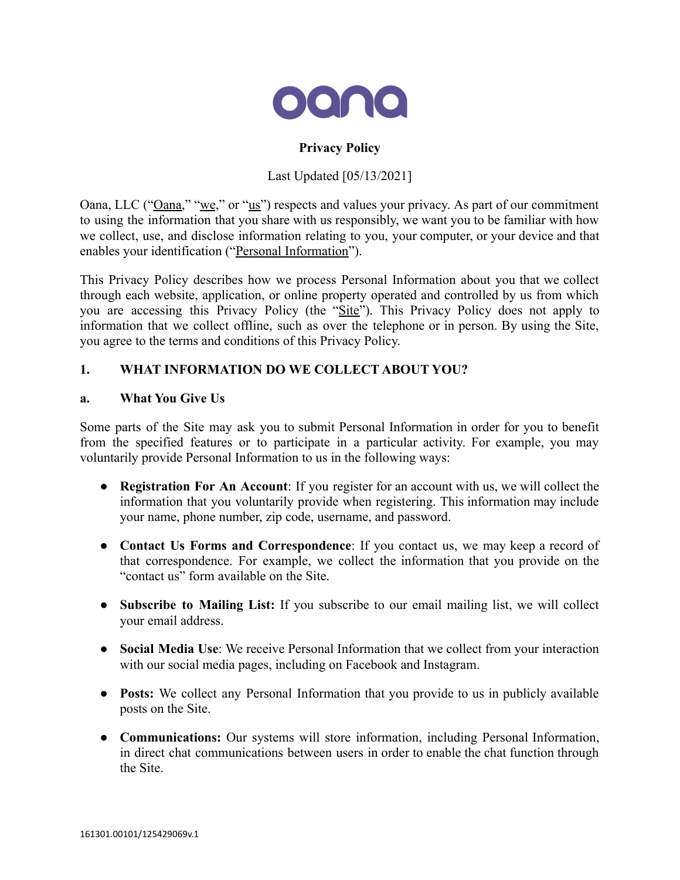oana

**Privacy Policy**

Last Updated [05/13/2021]

Oana, LLC ("Oana," "we," or "us") respects and values your privacy. As part of our commitment to using the information that you share with us responsibly, we want you to be familiar with how we collect, use, and disclose information relating to you, your computer, or your device and that enables your identification ("Personal Information").

This Privacy Policy describes how we process Personal Information about you that we collect through each website, application, or online property operated and controlled by us from which you are accessing this Privacy Policy (the "Site"). This Privacy Policy does not apply to information that we collect offline, such as over the telephone or in person. By using the Site, you agree to the terms and conditions of this Privacy Policy.

## 1. WHAT INFORMATION DO WE COLLECT ABOUT YOU?

### a. What You Give Us

Some parts of the Site may ask you to submit Personal Information in order for you to benefit from the specified features or to participate in a particular activity. For example, you may voluntarily provide Personal Information to us in the following ways:

- **Registration For An Account**: If you register for an account with us, we will collect the information that you voluntarily provide when registering. This information may include your name, phone number, zip code, username, and password.

- **Contact Us Forms and Correspondence**: If you contact us, we may keep a record of that correspondence. For example, we collect the information that you provide on the "contact us" form available on the Site.

- **Subscribe to Mailing List:** If you subscribe to our email mailing list, we will collect your email address.

- **Social Media Use**: We receive Personal Information that we collect from your interaction with our social media pages, including on Facebook and Instagram.

- **Posts:** We collect any Personal Information that you provide to us in publicly available posts on the Site.

- **Communications:** Our systems will store information, including Personal Information, in direct chat communications between users in order to enable the chat function through the Site.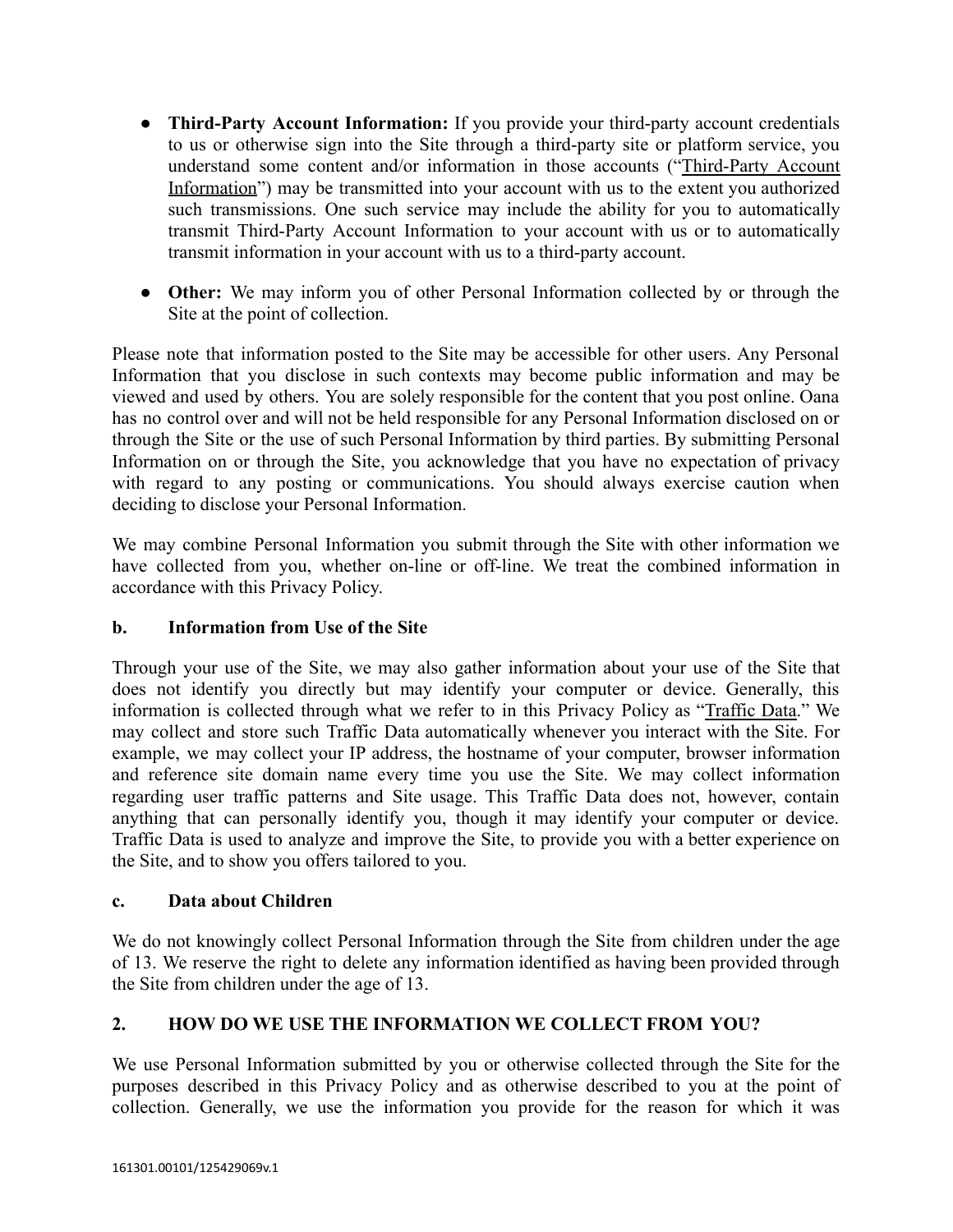- **Third-Party Account Information:** If you provide your third-party account credentials to us or otherwise sign into the Site through a third-party site or platform service, you understand some content and/or information in those accounts ("Third-Party Account Information") may be transmitted into your account with us to the extent you authorized such transmissions. One such service may include the ability for you to automatically transmit Third-Party Account Information to your account with us or to automatically transmit information in your account with us to a third-party account.

- **Other:** We may inform you of other Personal Information collected by or through the Site at the point of collection.

Please note that information posted to the Site may be accessible for other users. Any Personal Information that you disclose in such contexts may become public information and may be viewed and used by others. You are solely responsible for the content that you post online. Oana has no control over and will not be held responsible for any Personal Information disclosed on or through the Site or the use of such Personal Information by third parties. By submitting Personal Information on or through the Site, you acknowledge that you have no expectation of privacy with regard to any posting or communications. You should always exercise caution when deciding to disclose your Personal Information.

We may combine Personal Information you submit through the Site with other information we have collected from you, whether on-line or off-line. We treat the combined information in accordance with this Privacy Policy.

### b. Information from Use of the Site

Through your use of the Site, we may also gather information about your use of the Site that does not identify you directly but may identify your computer or device. Generally, this information is collected through what we refer to in this Privacy Policy as "Traffic Data." We may collect and store such Traffic Data automatically whenever you interact with the Site. For example, we may collect your IP address, the hostname of your computer, browser information and reference site domain name every time you use the Site. We may collect information regarding user traffic patterns and Site usage. This Traffic Data does not, however, contain anything that can personally identify you, though it may identify your computer or device. Traffic Data is used to analyze and improve the Site, to provide you with a better experience on the Site, and to show you offers tailored to you.

### c. Data about Children

We do not knowingly collect Personal Information through the Site from children under the age of 13. We reserve the right to delete any information identified as having been provided through the Site from children under the age of 13.

## 2. HOW DO WE USE THE INFORMATION WE COLLECT FROM YOU?

We use Personal Information submitted by you or otherwise collected through the Site for the purposes described in this Privacy Policy and as otherwise described to you at the point of collection. Generally, we use the information you provide for the reason for which it was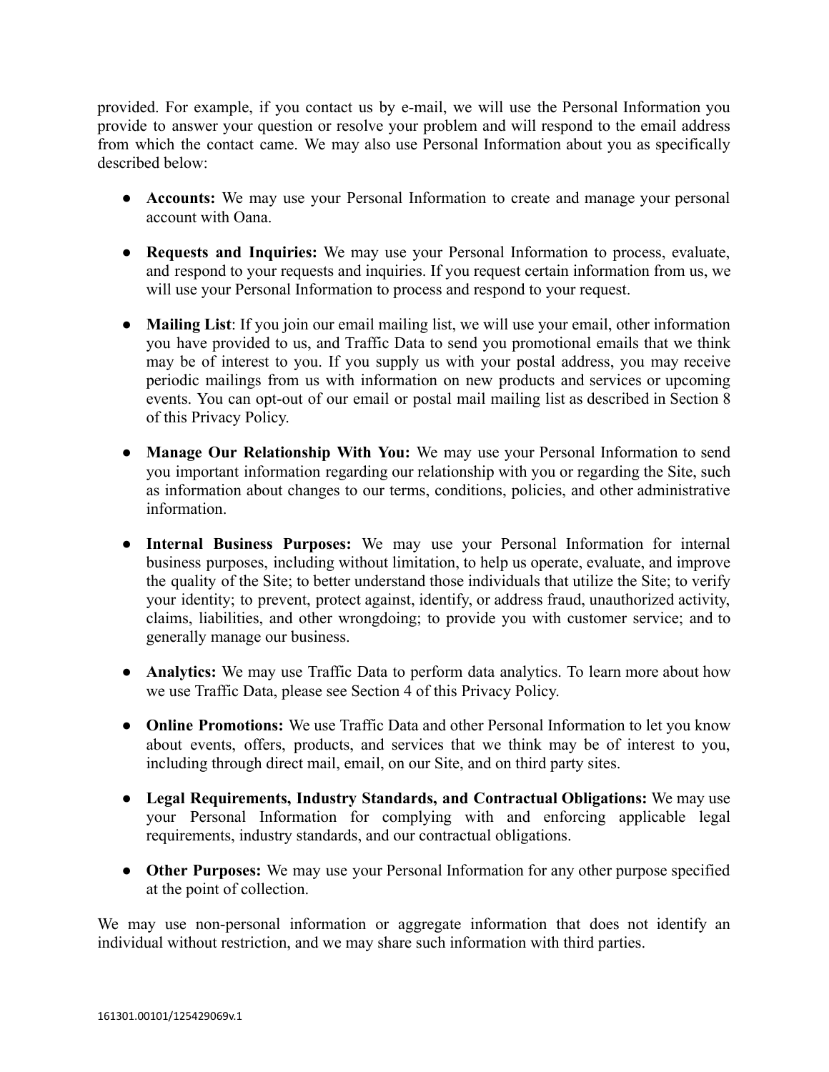provided. For example, if you contact us by e-mail, we will use the Personal Information you provide to answer your question or resolve your problem and will respond to the email address from which the contact came. We may also use Personal Information about you as specifically described below:

- **Accounts:** We may use your Personal Information to create and manage your personal account with Oana.
- **Requests and Inquiries:** We may use your Personal Information to process, evaluate, and respond to your requests and inquiries. If you request certain information from us, we will use your Personal Information to process and respond to your request.
- **Mailing List**: If you join our email mailing list, we will use your email, other information you have provided to us, and Traffic Data to send you promotional emails that we think may be of interest to you. If you supply us with your postal address, you may receive periodic mailings from us with information on new products and services or upcoming events. You can opt-out of our email or postal mail mailing list as described in Section 8 of this Privacy Policy.
- **Manage Our Relationship With You:** We may use your Personal Information to send you important information regarding our relationship with you or regarding the Site, such as information about changes to our terms, conditions, policies, and other administrative information.
- **Internal Business Purposes:** We may use your Personal Information for internal business purposes, including without limitation, to help us operate, evaluate, and improve the quality of the Site; to better understand those individuals that utilize the Site; to verify your identity; to prevent, protect against, identify, or address fraud, unauthorized activity, claims, liabilities, and other wrongdoing; to provide you with customer service; and to generally manage our business.
- **Analytics:** We may use Traffic Data to perform data analytics. To learn more about how we use Traffic Data, please see Section 4 of this Privacy Policy.
- **Online Promotions:** We use Traffic Data and other Personal Information to let you know about events, offers, products, and services that we think may be of interest to you, including through direct mail, email, on our Site, and on third party sites.
- **Legal Requirements, Industry Standards, and Contractual Obligations:** We may use your Personal Information for complying with and enforcing applicable legal requirements, industry standards, and our contractual obligations.
- **Other Purposes:** We may use your Personal Information for any other purpose specified at the point of collection.

We may use non-personal information or aggregate information that does not identify an individual without restriction, and we may share such information with third parties.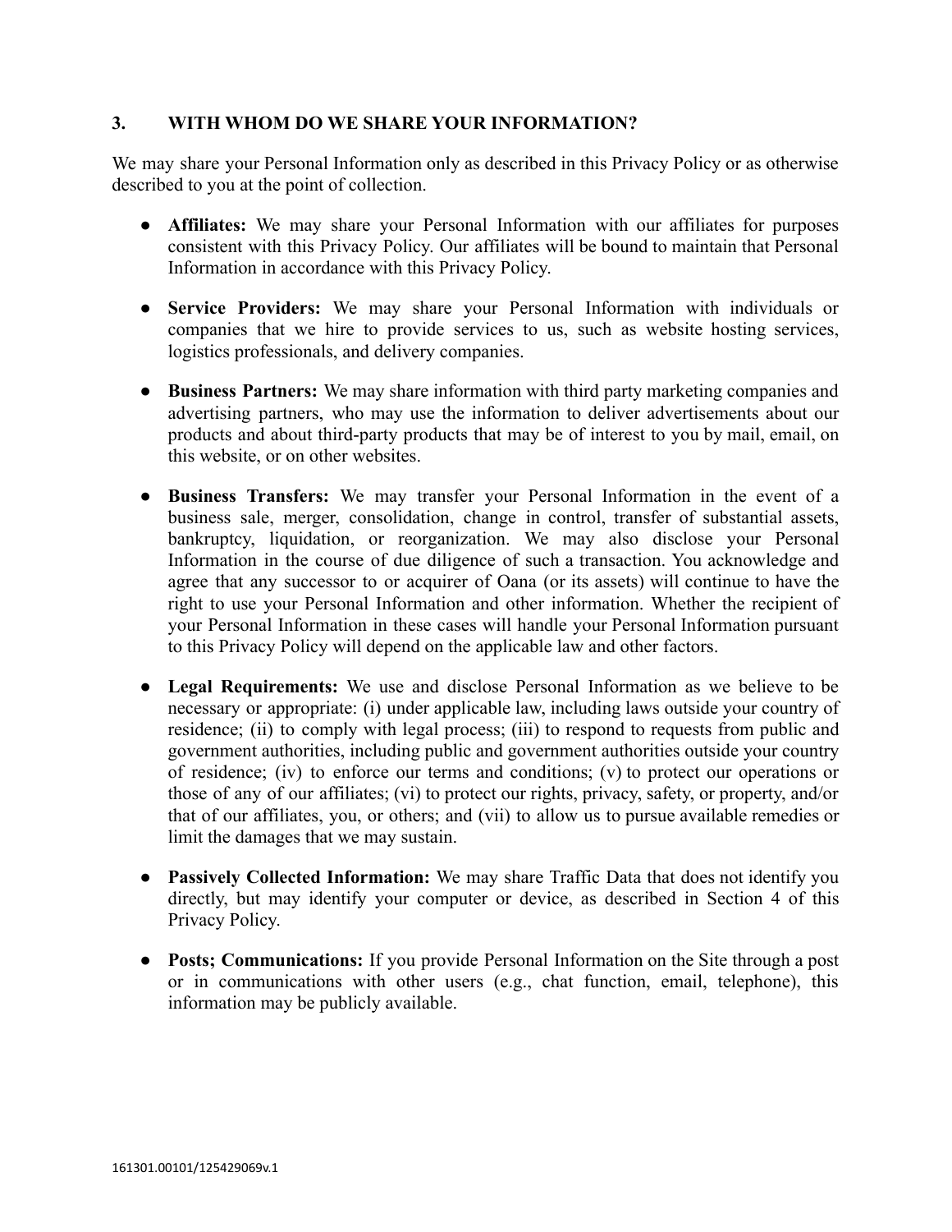## 3. WITH WHOM DO WE SHARE YOUR INFORMATION?

We may share your Personal Information only as described in this Privacy Policy or as otherwise described to you at the point of collection.

- **Affiliates:** We may share your Personal Information with our affiliates for purposes consistent with this Privacy Policy. Our affiliates will be bound to maintain that Personal Information in accordance with this Privacy Policy.

- **Service Providers:** We may share your Personal Information with individuals or companies that we hire to provide services to us, such as website hosting services, logistics professionals, and delivery companies.

- **Business Partners:** We may share information with third party marketing companies and advertising partners, who may use the information to deliver advertisements about our products and about third-party products that may be of interest to you by mail, email, on this website, or on other websites.

- **Business Transfers:** We may transfer your Personal Information in the event of a business sale, merger, consolidation, change in control, transfer of substantial assets, bankruptcy, liquidation, or reorganization. We may also disclose your Personal Information in the course of due diligence of such a transaction. You acknowledge and agree that any successor to or acquirer of Oana (or its assets) will continue to have the right to use your Personal Information and other information. Whether the recipient of your Personal Information in these cases will handle your Personal Information pursuant to this Privacy Policy will depend on the applicable law and other factors.

- **Legal Requirements:** We use and disclose Personal Information as we believe to be necessary or appropriate: (i) under applicable law, including laws outside your country of residence; (ii) to comply with legal process; (iii) to respond to requests from public and government authorities, including public and government authorities outside your country of residence; (iv) to enforce our terms and conditions; (v) to protect our operations or those of any of our affiliates; (vi) to protect our rights, privacy, safety, or property, and/or that of our affiliates, you, or others; and (vii) to allow us to pursue available remedies or limit the damages that we may sustain.

- **Passively Collected Information:** We may share Traffic Data that does not identify you directly, but may identify your computer or device, as described in Section 4 of this Privacy Policy.

- **Posts; Communications:** If you provide Personal Information on the Site through a post or in communications with other users (e.g., chat function, email, telephone), this information may be publicly available.

161301.00101/125429069v.1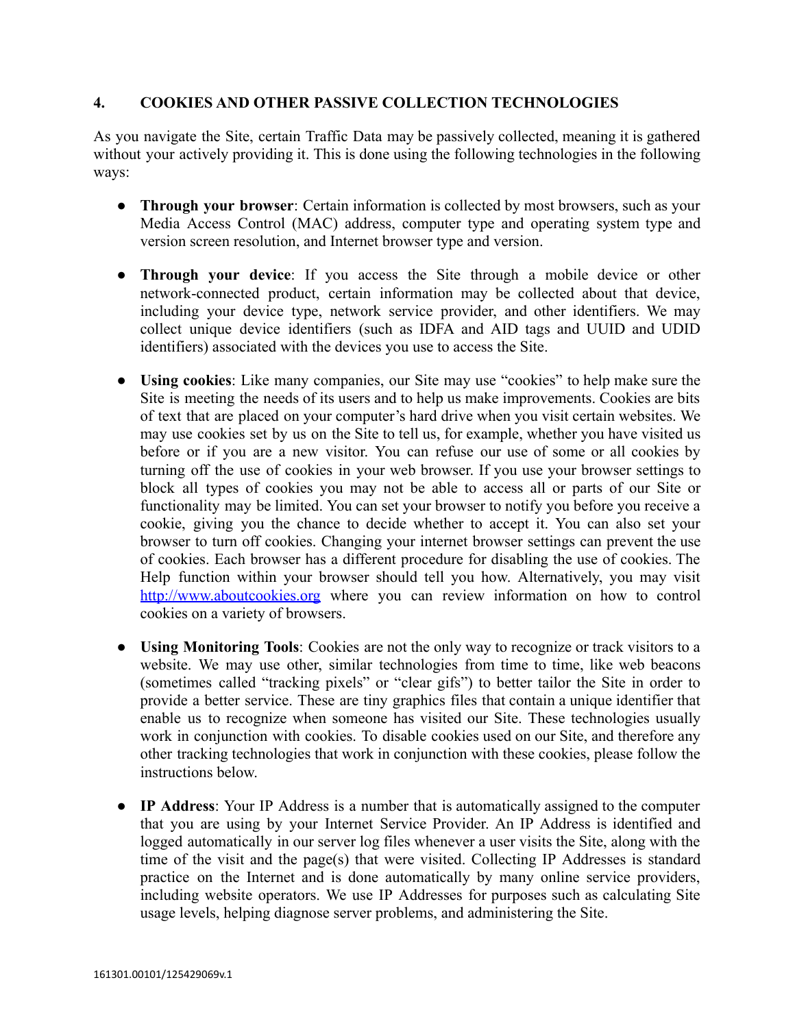## 4. COOKIES AND OTHER PASSIVE COLLECTION TECHNOLOGIES

As you navigate the Site, certain Traffic Data may be passively collected, meaning it is gathered without your actively providing it. This is done using the following technologies in the following ways:

- **Through your browser**: Certain information is collected by most browsers, such as your Media Access Control (MAC) address, computer type and operating system type and version screen resolution, and Internet browser type and version.

- **Through your device**: If you access the Site through a mobile device or other network-connected product, certain information may be collected about that device, including your device type, network service provider, and other identifiers. We may collect unique device identifiers (such as IDFA and AID tags and UUID and UDID identifiers) associated with the devices you use to access the Site.

- **Using cookies**: Like many companies, our Site may use "cookies" to help make sure the Site is meeting the needs of its users and to help us make improvements. Cookies are bits of text that are placed on your computer's hard drive when you visit certain websites. We may use cookies set by us on the Site to tell us, for example, whether you have visited us before or if you are a new visitor. You can refuse our use of some or all cookies by turning off the use of cookies in your web browser. If you use your browser settings to block all types of cookies you may not be able to access all or parts of our Site or functionality may be limited. You can set your browser to notify you before you receive a cookie, giving you the chance to decide whether to accept it. You can also set your browser to turn off cookies. Changing your internet browser settings can prevent the use of cookies. Each browser has a different procedure for disabling the use of cookies. The Help function within your browser should tell you how. Alternatively, you may visit [http://www.aboutcookies.org](http://www.aboutcookies.org) where you can review information on how to control cookies on a variety of browsers.

- **Using Monitoring Tools**: Cookies are not the only way to recognize or track visitors to a website. We may use other, similar technologies from time to time, like web beacons (sometimes called "tracking pixels" or "clear gifs") to better tailor the Site in order to provide a better service. These are tiny graphics files that contain a unique identifier that enable us to recognize when someone has visited our Site. These technologies usually work in conjunction with cookies. To disable cookies used on our Site, and therefore any other tracking technologies that work in conjunction with these cookies, please follow the instructions below.

- **IP Address**: Your IP Address is a number that is automatically assigned to the computer that you are using by your Internet Service Provider. An IP Address is identified and logged automatically in our server log files whenever a user visits the Site, along with the time of the visit and the page(s) that were visited. Collecting IP Addresses is standard practice on the Internet and is done automatically by many online service providers, including website operators. We use IP Addresses for purposes such as calculating Site usage levels, helping diagnose server problems, and administering the Site.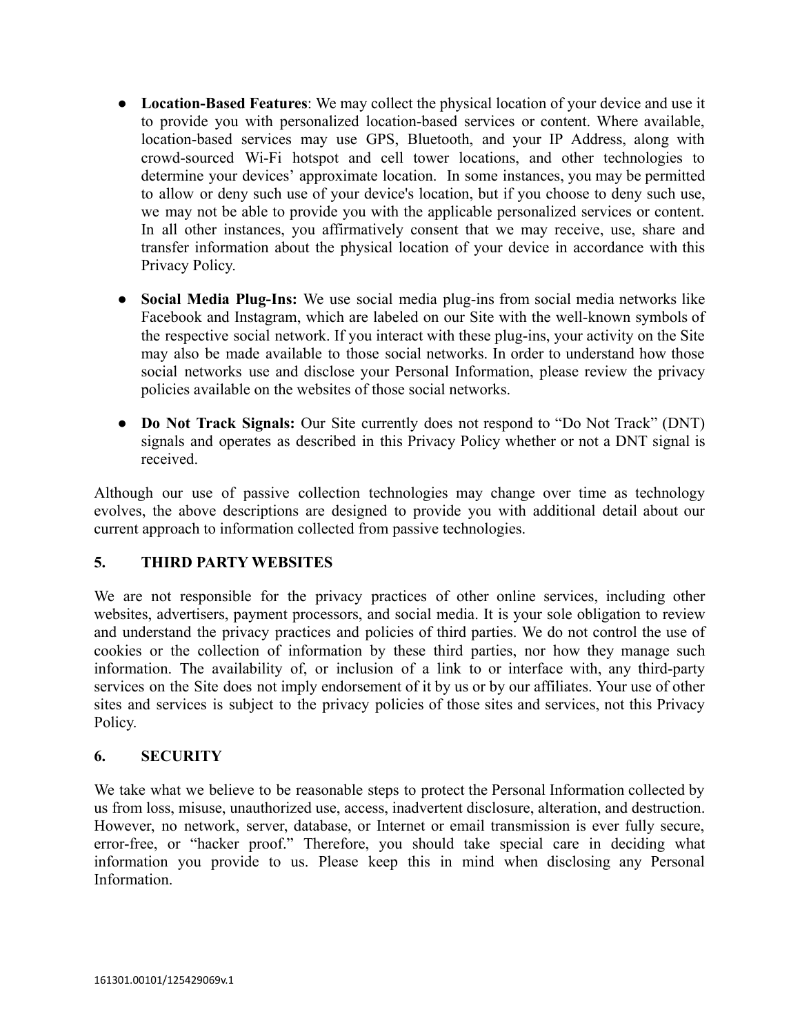- **Location-Based Features**: We may collect the physical location of your device and use it to provide you with personalized location-based services or content. Where available, location-based services may use GPS, Bluetooth, and your IP Address, along with crowd-sourced Wi-Fi hotspot and cell tower locations, and other technologies to determine your devices' approximate location. In some instances, you may be permitted to allow or deny such use of your device's location, but if you choose to deny such use, we may not be able to provide you with the applicable personalized services or content. In all other instances, you affirmatively consent that we may receive, use, share and transfer information about the physical location of your device in accordance with this Privacy Policy.

- **Social Media Plug-Ins:** We use social media plug-ins from social media networks like Facebook and Instagram, which are labeled on our Site with the well-known symbols of the respective social network. If you interact with these plug-ins, your activity on the Site may also be made available to those social networks. In order to understand how those social networks use and disclose your Personal Information, please review the privacy policies available on the websites of those social networks.

- **Do Not Track Signals:** Our Site currently does not respond to "Do Not Track" (DNT) signals and operates as described in this Privacy Policy whether or not a DNT signal is received.

Although our use of passive collection technologies may change over time as technology evolves, the above descriptions are designed to provide you with additional detail about our current approach to information collected from passive technologies.

## 5. THIRD PARTY WEBSITES

We are not responsible for the privacy practices of other online services, including other websites, advertisers, payment processors, and social media. It is your sole obligation to review and understand the privacy practices and policies of third parties. We do not control the use of cookies or the collection of information by these third parties, nor how they manage such information. The availability of, or inclusion of a link to or interface with, any third-party services on the Site does not imply endorsement of it by us or by our affiliates. Your use of other sites and services is subject to the privacy policies of those sites and services, not this Privacy Policy.

## 6. SECURITY

We take what we believe to be reasonable steps to protect the Personal Information collected by us from loss, misuse, unauthorized use, access, inadvertent disclosure, alteration, and destruction. However, no network, server, database, or Internet or email transmission is ever fully secure, error-free, or "hacker proof." Therefore, you should take special care in deciding what information you provide to us. Please keep this in mind when disclosing any Personal Information.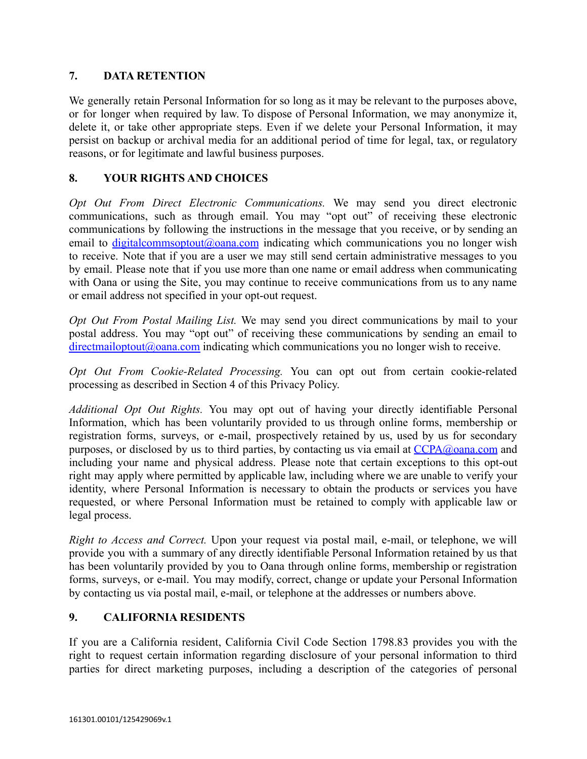## 7. DATA RETENTION

We generally retain Personal Information for so long as it may be relevant to the purposes above, or for longer when required by law. To dispose of Personal Information, we may anonymize it, delete it, or take other appropriate steps. Even if we delete your Personal Information, it may persist on backup or archival media for an additional period of time for legal, tax, or regulatory reasons, or for legitimate and lawful business purposes.

## 8. YOUR RIGHTS AND CHOICES

*Opt Out From Direct Electronic Communications.* We may send you direct electronic communications, such as through email. You may "opt out" of receiving these electronic communications by following the instructions in the message that you receive, or by sending an email to digitalcommsoptout@oana.com indicating which communications you no longer wish to receive. Note that if you are a user we may still send certain administrative messages to you by email. Please note that if you use more than one name or email address when communicating with Oana or using the Site, you may continue to receive communications from us to any name or email address not specified in your opt-out request.

*Opt Out From Postal Mailing List.* We may send you direct communications by mail to your postal address. You may "opt out" of receiving these communications by sending an email to directmailoptout@oana.com indicating which communications you no longer wish to receive.

*Opt Out From Cookie-Related Processing.* You can opt out from certain cookie-related processing as described in Section 4 of this Privacy Policy.

*Additional Opt Out Rights.* You may opt out of having your directly identifiable Personal Information, which has been voluntarily provided to us through online forms, membership or registration forms, surveys, or e-mail, prospectively retained by us, used by us for secondary purposes, or disclosed by us to third parties, by contacting us via email at CCPA@oana.com and including your name and physical address. Please note that certain exceptions to this opt-out right may apply where permitted by applicable law, including where we are unable to verify your identity, where Personal Information is necessary to obtain the products or services you have requested, or where Personal Information must be retained to comply with applicable law or legal process.

*Right to Access and Correct.* Upon your request via postal mail, e-mail, or telephone, we will provide you with a summary of any directly identifiable Personal Information retained by us that has been voluntarily provided by you to Oana through online forms, membership or registration forms, surveys, or e-mail. You may modify, correct, change or update your Personal Information by contacting us via postal mail, e-mail, or telephone at the addresses or numbers above.

## 9. CALIFORNIA RESIDENTS

If you are a California resident, California Civil Code Section 1798.83 provides you with the right to request certain information regarding disclosure of your personal information to third parties for direct marketing purposes, including a description of the categories of personal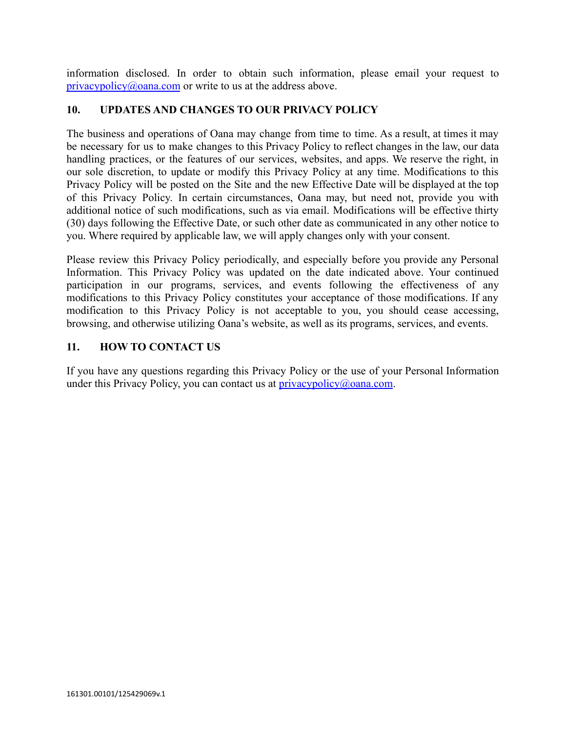information disclosed. In order to obtain such information, please email your request to privacypolicy@oana.com or write to us at the address above.

## 10. UPDATES AND CHANGES TO OUR PRIVACY POLICY

The business and operations of Oana may change from time to time. As a result, at times it may be necessary for us to make changes to this Privacy Policy to reflect changes in the law, our data handling practices, or the features of our services, websites, and apps. We reserve the right, in our sole discretion, to update or modify this Privacy Policy at any time. Modifications to this Privacy Policy will be posted on the Site and the new Effective Date will be displayed at the top of this Privacy Policy. In certain circumstances, Oana may, but need not, provide you with additional notice of such modifications, such as via email. Modifications will be effective thirty (30) days following the Effective Date, or such other date as communicated in any other notice to you. Where required by applicable law, we will apply changes only with your consent.

Please review this Privacy Policy periodically, and especially before you provide any Personal Information. This Privacy Policy was updated on the date indicated above. Your continued participation in our programs, services, and events following the effectiveness of any modifications to this Privacy Policy constitutes your acceptance of those modifications. If any modification to this Privacy Policy is not acceptable to you, you should cease accessing, browsing, and otherwise utilizing Oana's website, as well as its programs, services, and events.

## 11. HOW TO CONTACT US

If you have any questions regarding this Privacy Policy or the use of your Personal Information under this Privacy Policy, you can contact us at privacypolicy@oana.com.

161301.00101/125429069v.1